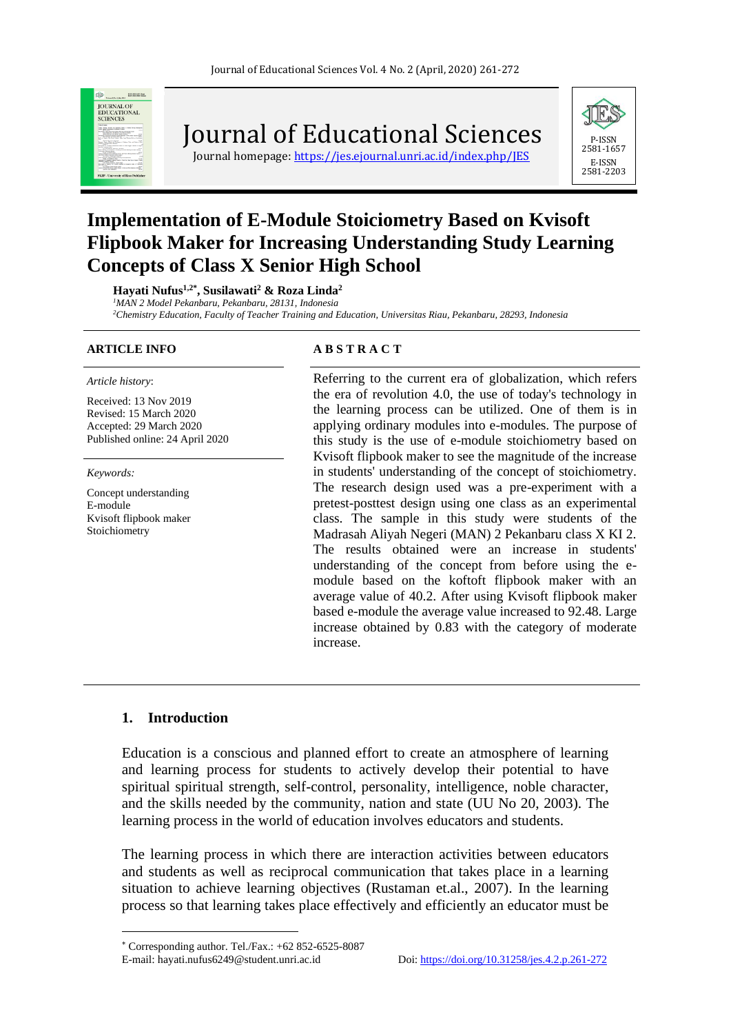# Implementation of E-Module Stoiciometry Based on Kvisoft Flipbook Maker for Increasing Understanding Study Learning Concepts of Class X Senior High School

**Hayati Nufus[1,2*], Susilawati[2] & Roza Linda[2]**

*[1]MAN 2 Model Pekanbaru, Pekanbaru, 28131, Indonesia*
*[2]Chemistry Education, Faculty of Teacher Training and Education, Universitas Riau, Pekanbaru, 28293, Indonesia*

**ARTICLE INFO**

*Article history*:

Received: 13 Nov 2019
Revised: 15 March 2020
Accepted: 29 March 2020
Published online: 24 April 2020

*Keywords:*

Concept understanding
E-module
Kvisoft flipbook maker
Stoichiometry

**A B S T R A C T**

Referring to the current era of globalization, which refers the era of revolution 4.0, the use of today's technology in the learning process can be utilized. One of them is in applying ordinary modules into e-modules. The purpose of this study is the use of e-module stoichiometry based on Kvisoft flipbook maker to see the magnitude of the increase in students' understanding of the concept of stoichiometry. The research design used was a pre-experiment with a pretest-posttest design using one class as an experimental class. The sample in this study were students of the Madrasah Aliyah Negeri (MAN) 2 Pekanbaru class X KI 2. The results obtained were an increase in students' understanding of the concept from before using the e-module based on the koftoft flipbook maker with an average value of 40.2. After using Kvisoft flipbook maker based e-module the average value increased to 92.48. Large increase obtained by 0.83 with the category of moderate increase.

## 1. Introduction

Education is a conscious and planned effort to create an atmosphere of learning and learning process for students to actively develop their potential to have spiritual spiritual strength, self-control, personality, intelligence, noble character, and the skills needed by the community, nation and state (UU No 20, 2003). The learning process in the world of education involves educators and students.

The learning process in which there are interaction activities between educators and students as well as reciprocal communication that takes place in a learning situation to achieve learning objectives (Rustaman et.al., 2007). In the learning process so that learning takes place effectively and efficiently an educator must be

* Corresponding author. Tel./Fax.: +62 852-6525-8087
E-mail: hayati.nufus6249@student.unri.ac.id

Doi: https://doi.org/10.31258/jes.4.2.p.261-272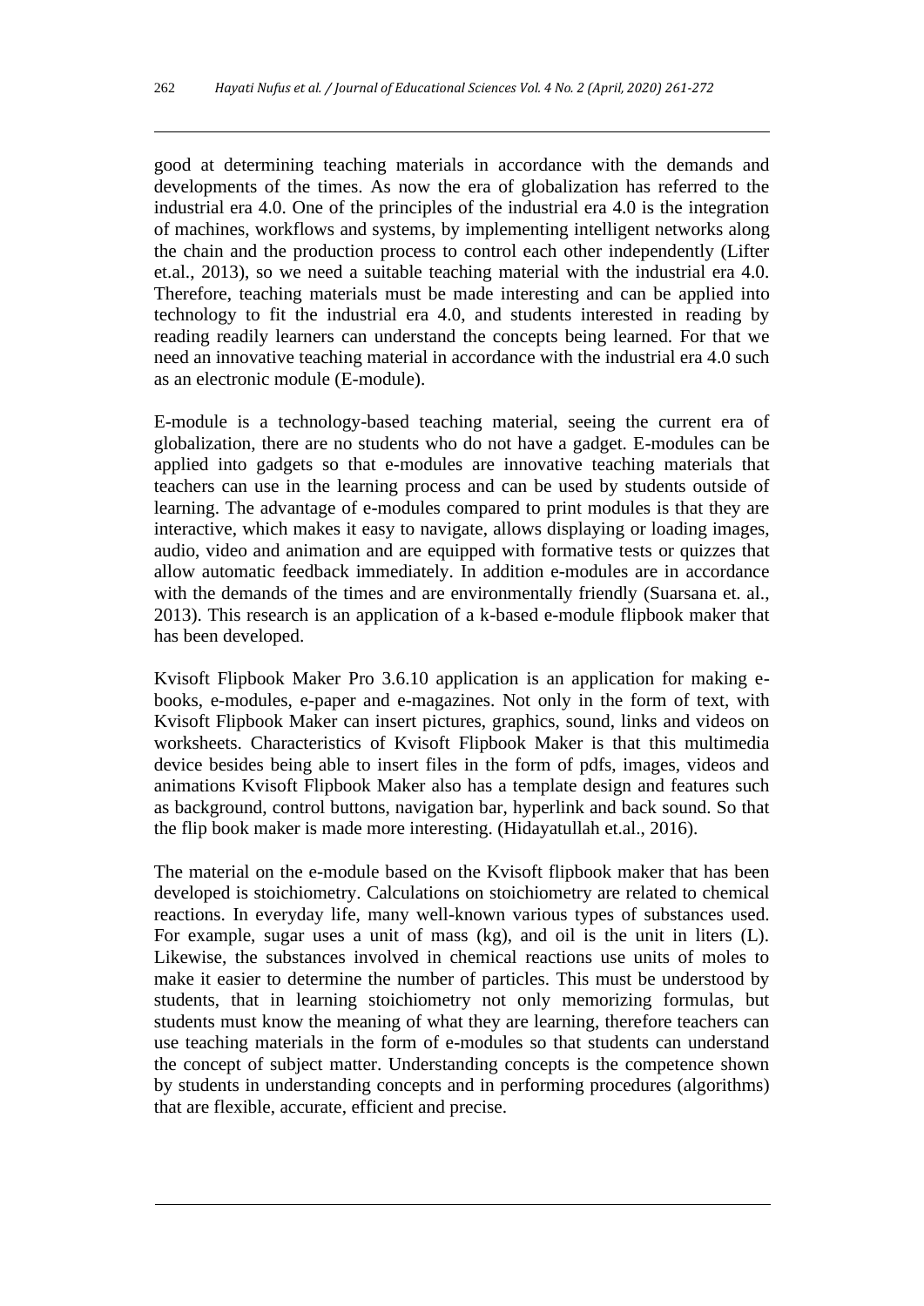good at determining teaching materials in accordance with the demands and developments of the times. As now the era of globalization has referred to the industrial era 4.0. One of the principles of the industrial era 4.0 is the integration of machines, workflows and systems, by implementing intelligent networks along the chain and the production process to control each other independently (Lifter et.al., 2013), so we need a suitable teaching material with the industrial era 4.0. Therefore, teaching materials must be made interesting and can be applied into technology to fit the industrial era 4.0, and students interested in reading by reading readily learners can understand the concepts being learned. For that we need an innovative teaching material in accordance with the industrial era 4.0 such as an electronic module (E-module).

E-module is a technology-based teaching material, seeing the current era of globalization, there are no students who do not have a gadget. E-modules can be applied into gadgets so that e-modules are innovative teaching materials that teachers can use in the learning process and can be used by students outside of learning. The advantage of e-modules compared to print modules is that they are interactive, which makes it easy to navigate, allows displaying or loading images, audio, video and animation and are equipped with formative tests or quizzes that allow automatic feedback immediately. In addition e-modules are in accordance with the demands of the times and are environmentally friendly (Suarsana et. al., 2013). This research is an application of a k-based e-module flipbook maker that has been developed.

Kvisoft Flipbook Maker Pro 3.6.10 application is an application for making e-books, e-modules, e-paper and e-magazines. Not only in the form of text, with Kvisoft Flipbook Maker can insert pictures, graphics, sound, links and videos on worksheets. Characteristics of Kvisoft Flipbook Maker is that this multimedia device besides being able to insert files in the form of pdfs, images, videos and animations Kvisoft Flipbook Maker also has a template design and features such as background, control buttons, navigation bar, hyperlink and back sound. So that the flip book maker is made more interesting. (Hidayatullah et.al., 2016).

The material on the e-module based on the Kvisoft flipbook maker that has been developed is stoichiometry. Calculations on stoichiometry are related to chemical reactions. In everyday life, many well-known various types of substances used. For example, sugar uses a unit of mass (kg), and oil is the unit in liters (L). Likewise, the substances involved in chemical reactions use units of moles to make it easier to determine the number of particles. This must be understood by students, that in learning stoichiometry not only memorizing formulas, but students must know the meaning of what they are learning, therefore teachers can use teaching materials in the form of e-modules so that students can understand the concept of subject matter. Understanding concepts is the competence shown by students in understanding concepts and in performing procedures (algorithms) that are flexible, accurate, efficient and precise.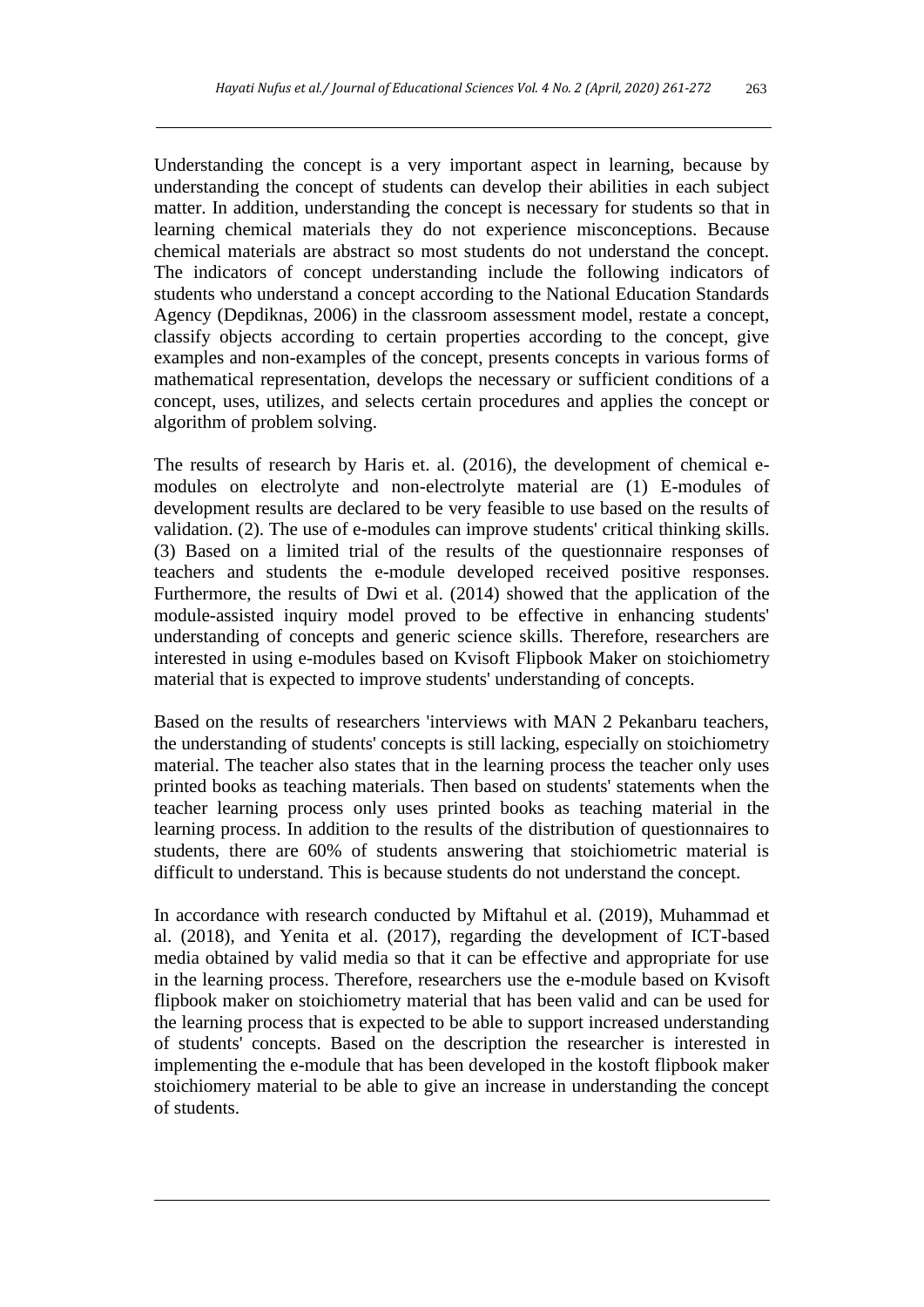Understanding the concept is a very important aspect in learning, because by understanding the concept of students can develop their abilities in each subject matter. In addition, understanding the concept is necessary for students so that in learning chemical materials they do not experience misconceptions. Because chemical materials are abstract so most students do not understand the concept. The indicators of concept understanding include the following indicators of students who understand a concept according to the National Education Standards Agency (Depdiknas, 2006) in the classroom assessment model, restate a concept, classify objects according to certain properties according to the concept, give examples and non-examples of the concept, presents concepts in various forms of mathematical representation, develops the necessary or sufficient conditions of a concept, uses, utilizes, and selects certain procedures and applies the concept or algorithm of problem solving.

The results of research by Haris et. al. (2016), the development of chemical e-modules on electrolyte and non-electrolyte material are (1) E-modules of development results are declared to be very feasible to use based on the results of validation. (2). The use of e-modules can improve students' critical thinking skills. (3) Based on a limited trial of the results of the questionnaire responses of teachers and students the e-module developed received positive responses. Furthermore, the results of Dwi et al. (2014) showed that the application of the module-assisted inquiry model proved to be effective in enhancing students' understanding of concepts and generic science skills. Therefore, researchers are interested in using e-modules based on Kvisoft Flipbook Maker on stoichiometry material that is expected to improve students' understanding of concepts.

Based on the results of researchers 'interviews with MAN 2 Pekanbaru teachers, the understanding of students' concepts is still lacking, especially on stoichiometry material. The teacher also states that in the learning process the teacher only uses printed books as teaching materials. Then based on students' statements when the teacher learning process only uses printed books as teaching material in the learning process. In addition to the results of the distribution of questionnaires to students, there are 60% of students answering that stoichiometric material is difficult to understand. This is because students do not understand the concept.

In accordance with research conducted by Miftahul et al. (2019), Muhammad et al. (2018), and Yenita et al. (2017), regarding the development of ICT-based media obtained by valid media so that it can be effective and appropriate for use in the learning process. Therefore, researchers use the e-module based on Kvisoft flipbook maker on stoichiometry material that has been valid and can be used for the learning process that is expected to be able to support increased understanding of students' concepts. Based on the description the researcher is interested in implementing the e-module that has been developed in the kostoft flipbook maker stoichiomery material to be able to give an increase in understanding the concept of students.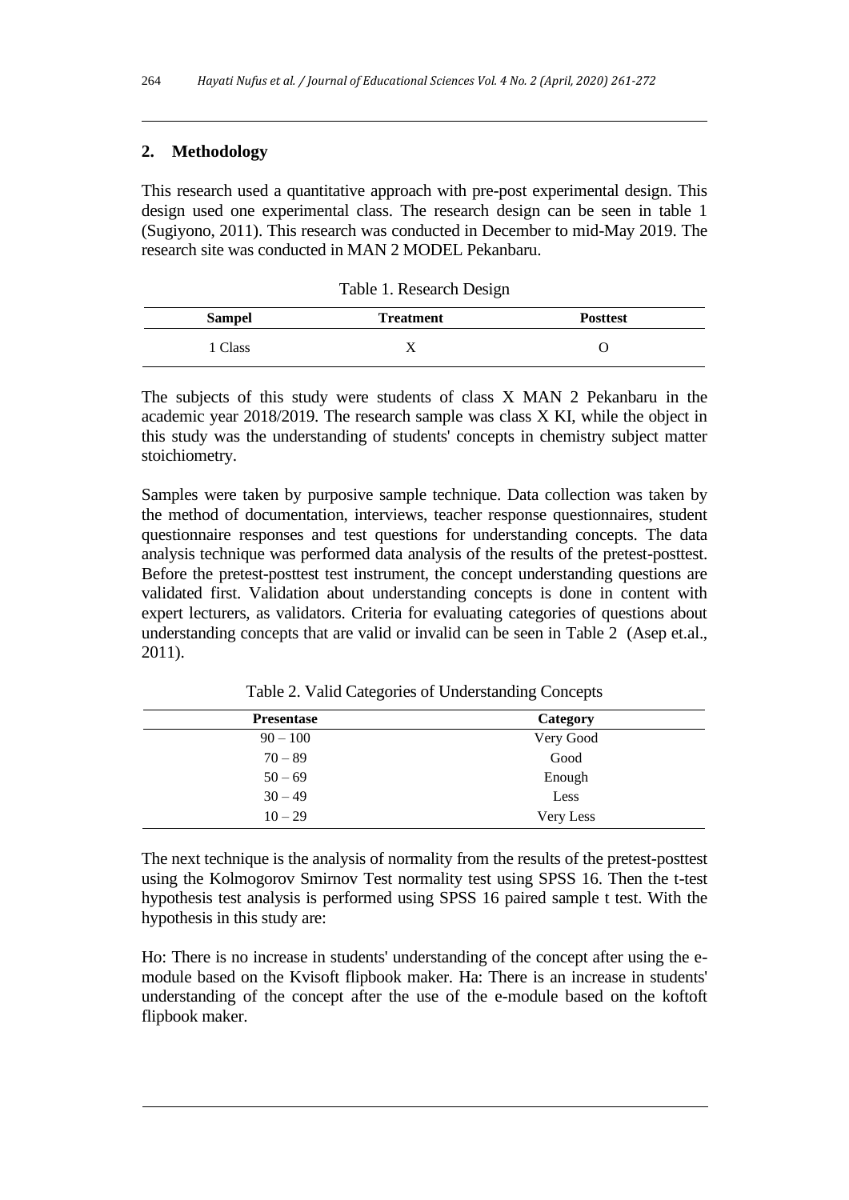## 2. Methodology

This research used a quantitative approach with pre-post experimental design. This design used one experimental class. The research design can be seen in table 1 (Sugiyono, 2011). This research was conducted in December to mid-May 2019. The research site was conducted in MAN 2 MODEL Pekanbaru.

Table 1. Research Design

| Sampel | Treatment | Posttest |
|---|---|---|
| 1 Class | X | O |

The subjects of this study were students of class X MAN 2 Pekanbaru in the academic year 2018/2019. The research sample was class X KI, while the object in this study was the understanding of students' concepts in chemistry subject matter stoichiometry.

Samples were taken by purposive sample technique. Data collection was taken by the method of documentation, interviews, teacher response questionnaires, student questionnaire responses and test questions for understanding concepts. The data analysis technique was performed data analysis of the results of the pretest-posttest. Before the pretest-posttest test instrument, the concept understanding questions are validated first. Validation about understanding concepts is done in content with expert lecturers, as validators. Criteria for evaluating categories of questions about understanding concepts that are valid or invalid can be seen in Table 2 (Asep et.al., 2011).

Table 2. Valid Categories of Understanding Concepts

| Presentase | Category |
|---|---|
| 90 – 100 | Very Good |
| 70 – 89 | Good |
| 50 – 69 | Enough |
| 30 – 49 | Less |
| 10 – 29 | Very Less |

The next technique is the analysis of normality from the results of the pretest-posttest using the Kolmogorov Smirnov Test normality test using SPSS 16. Then the t-test hypothesis test analysis is performed using SPSS 16 paired sample t test. With the hypothesis in this study are:

Ho: There is no increase in students' understanding of the concept after using the e-module based on the Kvisoft flipbook maker. Ha: There is an increase in students' understanding of the concept after the use of the e-module based on the koftoft flipbook maker.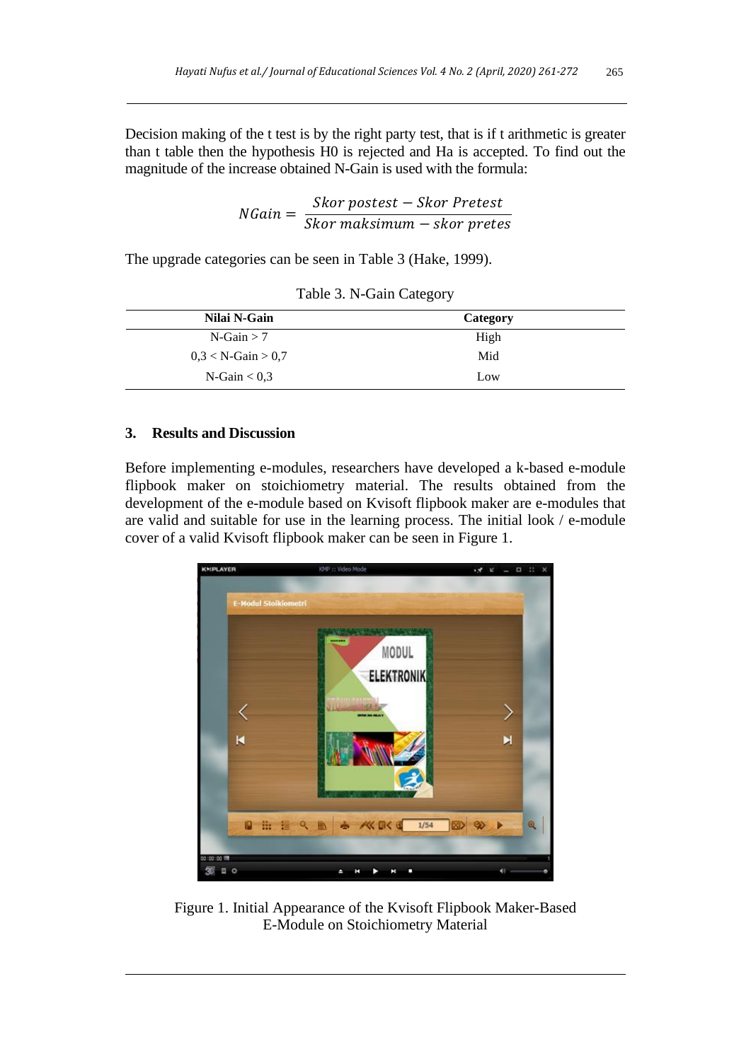Decision making of the t test is by the right party test, that is if t arithmetic is greater than t table then the hypothesis H0 is rejected and Ha is accepted. To find out the magnitude of the increase obtained N-Gain is used with the formula:

$$NGain = \frac{Skor\ postest - Skor\ Pretest}{Skor\ maksimum - skor\ pretes}$$

The upgrade categories can be seen in Table 3 (Hake, 1999).

Table 3. N-Gain Category

| Nilai N-Gain | Category |
|---|---|
| N-Gain > 7 | High |
| 0,3 < N-Gain > 0,7 | Mid |
| N-Gain < 0,3 | Low |

## 3. Results and Discussion

Before implementing e-modules, researchers have developed a k-based e-module flipbook maker on stoichiometry material. The results obtained from the development of the e-module based on Kvisoft flipbook maker are e-modules that are valid and suitable for use in the learning process. The initial look / e-module cover of a valid Kvisoft flipbook maker can be seen in Figure 1.

Figure 1. Initial Appearance of the Kvisoft Flipbook Maker-Based E-Module on Stoichiometry Material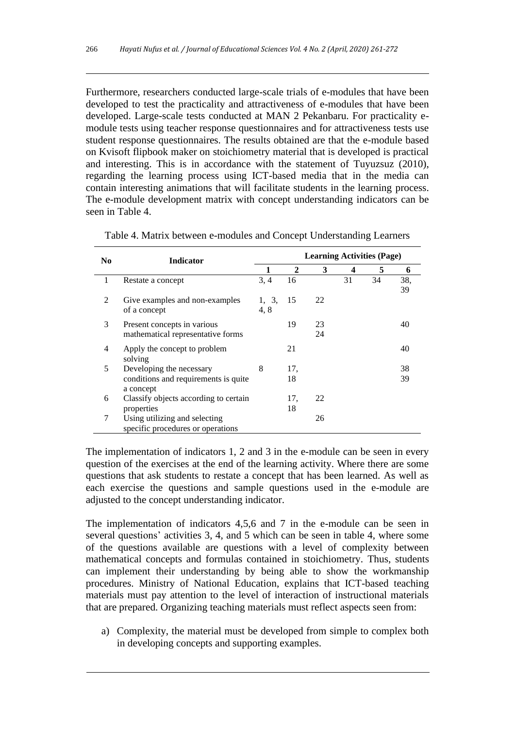Furthermore, researchers conducted large-scale trials of e-modules that have been developed to test the practicality and attractiveness of e-modules that have been developed. Large-scale tests conducted at MAN 2 Pekanbaru. For practicality e-module tests using teacher response questionnaires and for attractiveness tests use student response questionnaires. The results obtained are that the e-module based on Kvisoft flipbook maker on stoichiometry material that is developed is practical and interesting. This is in accordance with the statement of Tuyuzsuz (2010), regarding the learning process using ICT-based media that in the media can contain interesting animations that will facilitate students in the learning process. The e-module development matrix with concept understanding indicators can be seen in Table 4.

Table 4. Matrix between e-modules and Concept Understanding Learners

| No | Indicator | Learning Activities (Page) | | | | | |
|---|---|---|---|---|---|---|---|
| | | 1 | 2 | 3 | 4 | 5 | 6 |
| 1 | Restate a concept | 3, 4 | 16 | | 31 | 34 | 38, 39 |
| 2 | Give examples and non-examples of a concept | 1, 3, 4, 8 | 15 | 22 | | | |
| 3 | Present concepts in various mathematical representative forms | | 19 | 23 24 | | | 40 |
| 4 | Apply the concept to problem solving | | 21 | | | | 40 |
| 5 | Developing the necessary conditions and requirements is quite a concept | 8 | 17, 18 | | | | 38 39 |
| 6 | Classify objects according to certain properties | | 17, 18 | 22 | | | |
| 7 | Using utilizing and selecting specific procedures or operations | | | 26 | | | |

The implementation of indicators 1, 2 and 3 in the e-module can be seen in every question of the exercises at the end of the learning activity. Where there are some questions that ask students to restate a concept that has been learned. As well as each exercise the questions and sample questions used in the e-module are adjusted to the concept understanding indicator.

The implementation of indicators 4,5,6 and 7 in the e-module can be seen in several questions' activities 3, 4, and 5 which can be seen in table 4, where some of the questions available are questions with a level of complexity between mathematical concepts and formulas contained in stoichiometry. Thus, students can implement their understanding by being able to show the workmanship procedures. Ministry of National Education, explains that ICT-based teaching materials must pay attention to the level of interaction of instructional materials that are prepared. Organizing teaching materials must reflect aspects seen from:

a) Complexity, the material must be developed from simple to complex both in developing concepts and supporting examples.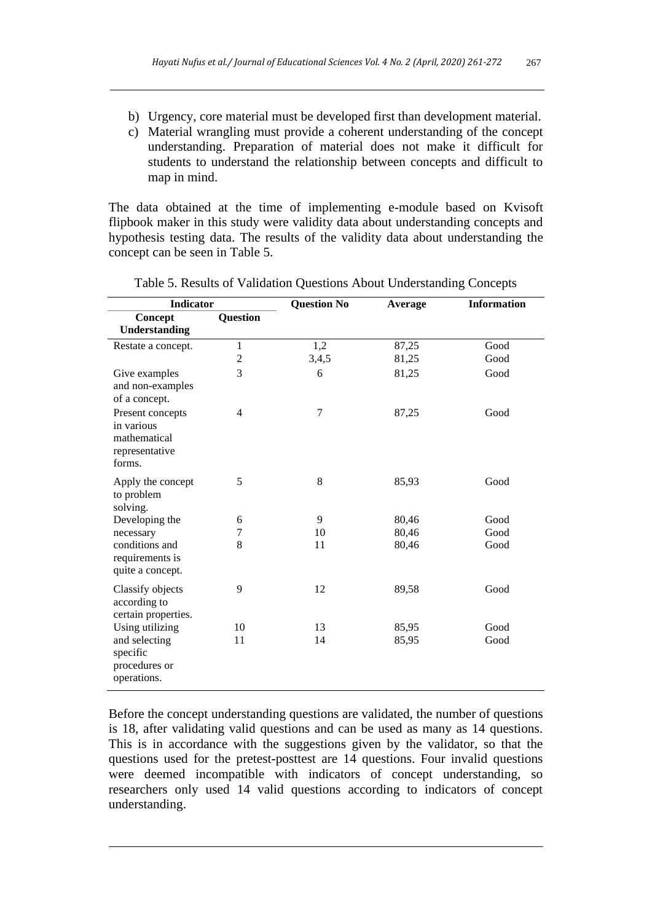b) Urgency, core material must be developed first than development material.
c) Material wrangling must provide a coherent understanding of the concept understanding. Preparation of material does not make it difficult for students to understand the relationship between concepts and difficult to map in mind.

The data obtained at the time of implementing e-module based on Kvisoft flipbook maker in this study were validity data about understanding concepts and hypothesis testing data. The results of the validity data about understanding the concept can be seen in Table 5.

Table 5. Results of Validation Questions About Understanding Concepts

| Indicator | | Question No | Average | Information |
|---|---|---|---|---|
| **Concept Understanding** | **Question** | | | |
| Restate a concept. | 1 | 1,2 | 87,25 | Good |
| | 2 | 3,4,5 | 81,25 | Good |
| Give examples and non-examples of a concept. | 3 | 6 | 81,25 | Good |
| Present concepts in various mathematical representative forms. | 4 | 7 | 87,25 | Good |
| Apply the concept to problem solving. | 5 | 8 | 85,93 | Good |
| Developing the necessary conditions and requirements is quite a concept. | 6 | 9 | 80,46 | Good |
| | 7 | 10 | 80,46 | Good |
| | 8 | 11 | 80,46 | Good |
| Classify objects according to certain properties. | 9 | 12 | 89,58 | Good |
| Using utilizing and selecting specific procedures or operations. | 10 | 13 | 85,95 | Good |
| | 11 | 14 | 85,95 | Good |

Before the concept understanding questions are validated, the number of questions is 18, after validating valid questions and can be used as many as 14 questions. This is in accordance with the suggestions given by the validator, so that the questions used for the pretest-posttest are 14 questions. Four invalid questions were deemed incompatible with indicators of concept understanding, so researchers only used 14 valid questions according to indicators of concept understanding.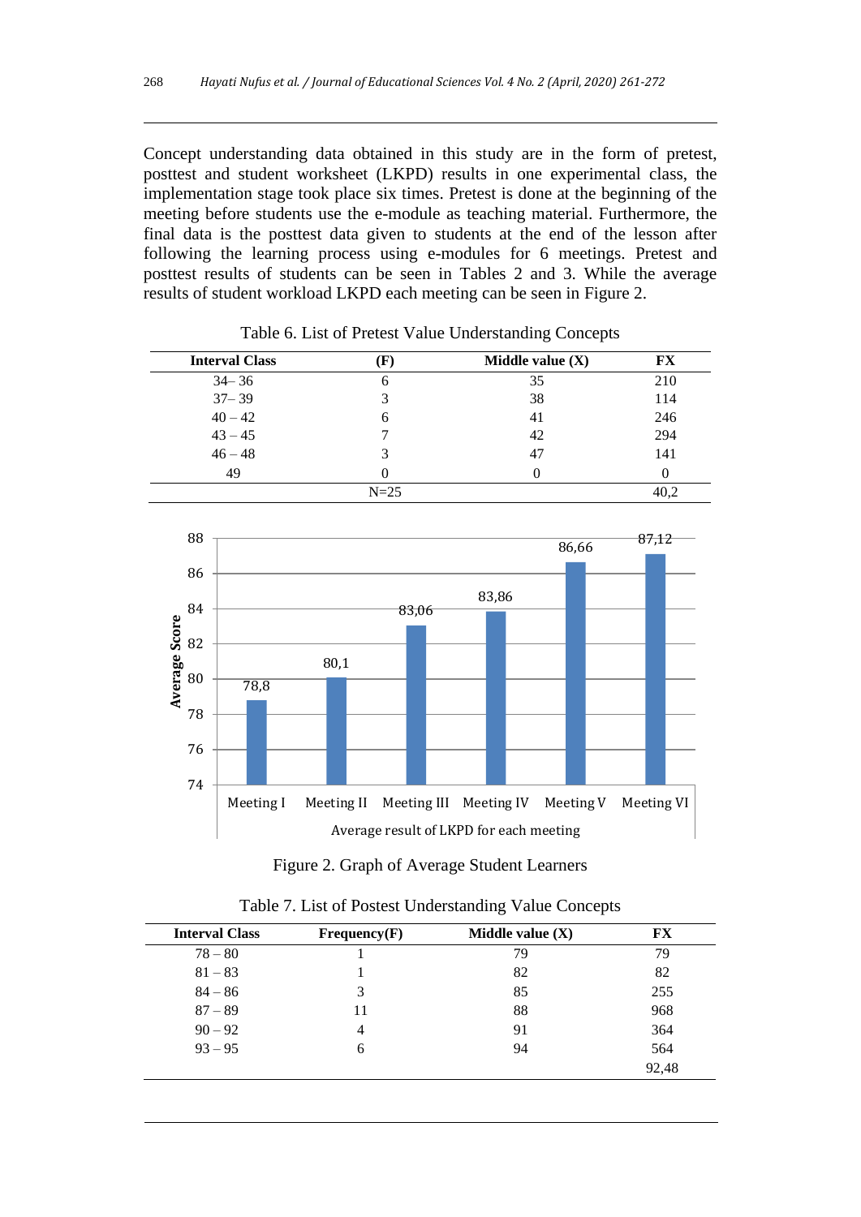Concept understanding data obtained in this study are in the form of pretest, posttest and student worksheet (LKPD) results in one experimental class, the implementation stage took place six times. Pretest is done at the beginning of the meeting before students use the e-module as teaching material. Furthermore, the final data is the posttest data given to students at the end of the lesson after following the learning process using e-modules for 6 meetings. Pretest and posttest results of students can be seen in Tables 2 and 3. While the average results of student workload LKPD each meeting can be seen in Figure 2.

Table 6. List of Pretest Value Understanding Concepts

| Interval Class | (F) | Middle value (X) | FX |
|---|---|---|---|
| 34– 36 | 6 | 35 | 210 |
| 37– 39 | 3 | 38 | 114 |
| 40 – 42 | 6 | 41 | 246 |
| 43 – 45 | 7 | 42 | 294 |
| 46 – 48 | 3 | 47 | 141 |
| 49 | 0 | 0 | 0 |
| | N=25 | | 40,2 |

| Meeting | Average Score |
|---|---|
| Meeting I | 78,8 |
| Meeting II | 80,1 |
| Meeting III | 83,06 |
| Meeting IV | 83,86 |
| Meeting V | 86,66 |
| Meeting VI | 87,12 |

Average result of LKPD for each meeting

Figure 2. Graph of Average Student Learners

Table 7. List of Postest Understanding Value Concepts

| Interval Class | Frequency(F) | Middle value (X) | FX |
|---|---|---|---|
| 78 – 80 | 1 | 79 | 79 |
| 81 – 83 | 1 | 82 | 82 |
| 84 – 86 | 3 | 85 | 255 |
| 87 – 89 | 11 | 88 | 968 |
| 90 – 92 | 4 | 91 | 364 |
| 93 – 95 | 6 | 94 | 564 |
| | | | 92,48 |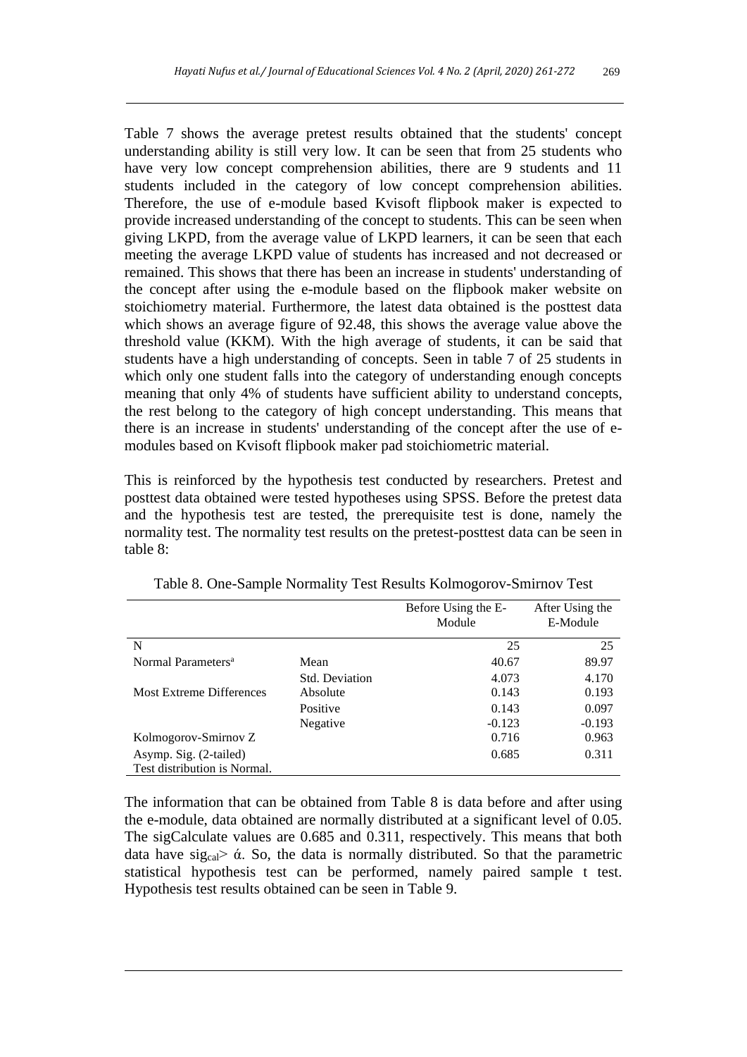Table 7 shows the average pretest results obtained that the students' concept understanding ability is still very low. It can be seen that from 25 students who have very low concept comprehension abilities, there are 9 students and 11 students included in the category of low concept comprehension abilities. Therefore, the use of e-module based Kvisoft flipbook maker is expected to provide increased understanding of the concept to students. This can be seen when giving LKPD, from the average value of LKPD learners, it can be seen that each meeting the average LKPD value of students has increased and not decreased or remained. This shows that there has been an increase in students' understanding of the concept after using the e-module based on the flipbook maker website on stoichiometry material. Furthermore, the latest data obtained is the posttest data which shows an average figure of 92.48, this shows the average value above the threshold value (KKM). With the high average of students, it can be said that students have a high understanding of concepts. Seen in table 7 of 25 students in which only one student falls into the category of understanding enough concepts meaning that only 4% of students have sufficient ability to understand concepts, the rest belong to the category of high concept understanding. This means that there is an increase in students' understanding of the concept after the use of e-modules based on Kvisoft flipbook maker pad stoichiometric material.

This is reinforced by the hypothesis test conducted by researchers. Pretest and posttest data obtained were tested hypotheses using SPSS. Before the pretest data and the hypothesis test are tested, the prerequisite test is done, namely the normality test. The normality test results on the pretest-posttest data can be seen in table 8:

Table 8. One-Sample Normality Test Results Kolmogorov-Smirnov Test

| | | Before Using the E-Module | After Using the E-Module |
|---|---|---|---|
| N | | 25 | 25 |
| Normal Parameters[a] | Mean | 40.67 | 89.97 |
| | Std. Deviation | 4.073 | 4.170 |
| Most Extreme Differences | Absolute | 0.143 | 0.193 |
| | Positive | 0.143 | 0.097 |
| | Negative | -0.123 | -0.193 |
| Kolmogorov-Smirnov Z | | 0.716 | 0.963 |
| Asymp. Sig. (2-tailed) | | 0.685 | 0.311 |
| Test distribution is Normal. | | | |

The information that can be obtained from Table 8 is data before and after using the e-module, data obtained are normally distributed at a significant level of 0.05. The sigCalculate values are 0.685 and 0.311, respectively. This means that both data have $sig_{cal} > ά$. So, the data is normally distributed. So that the parametric statistical hypothesis test can be performed, namely paired sample t test. Hypothesis test results obtained can be seen in Table 9.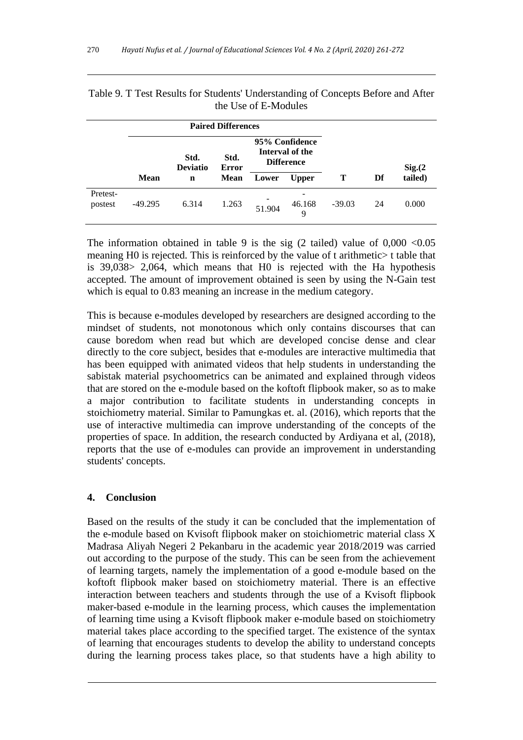Table 9. T Test Results for Students' Understanding of Concepts Before and After the Use of E-Modules

| | Paired Differences | | | | | | | |
|---|---|---|---|---|---|---|---|---|
| | | | | 95% Confidence Interval of the Difference | | | | |
| | **Mean** | **Std. Deviation** | **Std. Error Mean** | **Lower** | **Upper** | **T** | **Df** | **Sig.(2 tailed)** |
| Pretest-postest | -49.295 | 6.314 | 1.263 | -51.904 | -46.1689 | -39.03 | 24 | 0.000 |

The information obtained in table 9 is the sig (2 tailed) value of 0,000 <0.05 meaning H0 is rejected. This is reinforced by the value of t arithmetic> t table that is 39,038> 2,064, which means that H0 is rejected with the Ha hypothesis accepted. The amount of improvement obtained is seen by using the N-Gain test which is equal to 0.83 meaning an increase in the medium category.

This is because e-modules developed by researchers are designed according to the mindset of students, not monotonous which only contains discourses that can cause boredom when read but which are developed concise dense and clear directly to the core subject, besides that e-modules are interactive multimedia that has been equipped with animated videos that help students in understanding the sabistak material psychoometrics can be animated and explained through videos that are stored on the e-module based on the koftoft flipbook maker, so as to make a major contribution to facilitate students in understanding concepts in stoichiometry material. Similar to Pamungkas et. al. (2016), which reports that the use of interactive multimedia can improve understanding of the concepts of the properties of space. In addition, the research conducted by Ardiyana et al, (2018), reports that the use of e-modules can provide an improvement in understanding students' concepts.

## 4. Conclusion

Based on the results of the study it can be concluded that the implementation of the e-module based on Kvisoft flipbook maker on stoichiometric material class X Madrasa Aliyah Negeri 2 Pekanbaru in the academic year 2018/2019 was carried out according to the purpose of the study. This can be seen from the achievement of learning targets, namely the implementation of a good e-module based on the koftoft flipbook maker based on stoichiometry material. There is an effective interaction between teachers and students through the use of a Kvisoft flipbook maker-based e-module in the learning process, which causes the implementation of learning time using a Kvisoft flipbook maker e-module based on stoichiometry material takes place according to the specified target. The existence of the syntax of learning that encourages students to develop the ability to understand concepts during the learning process takes place, so that students have a high ability to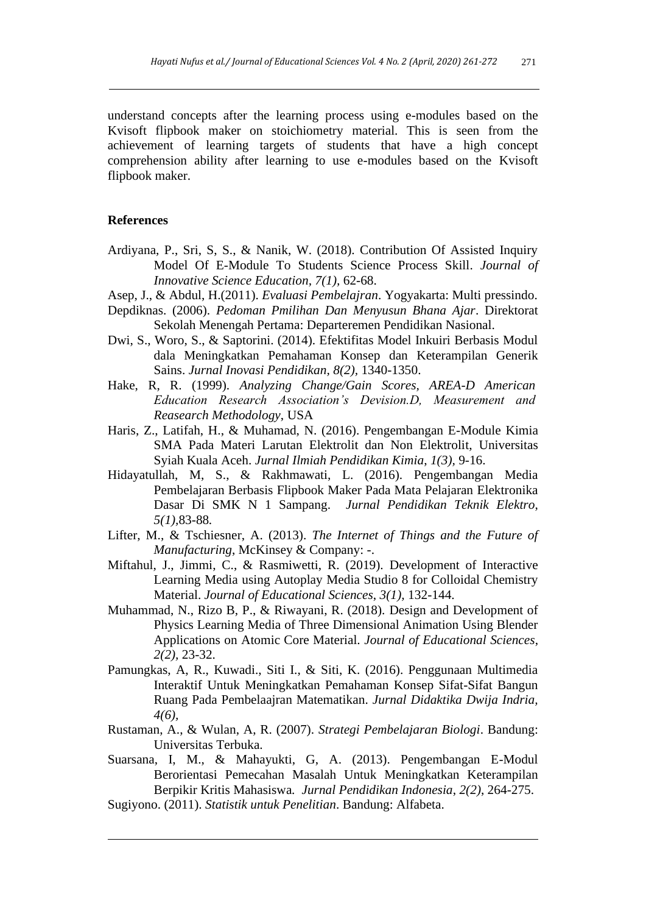understand concepts after the learning process using e-modules based on the Kvisoft flipbook maker on stoichiometry material. This is seen from the achievement of learning targets of students that have a high concept comprehension ability after learning to use e-modules based on the Kvisoft flipbook maker.

## References

Ardiyana, P., Sri, S, S., & Nanik, W. (2018). Contribution Of Assisted Inquiry Model Of E-Module To Students Science Process Skill. *Journal of Innovative Science Education, 7(1),* 62-68.

Asep, J., & Abdul, H.(2011). *Evaluasi Pembelajran*. Yogyakarta: Multi pressindo.

Depdiknas. (2006). *Pedoman Pmilihan Dan Menyusun Bhana Ajar*. Direktorat Sekolah Menengah Pertama: Departeremen Pendidikan Nasional.

Dwi, S., Woro, S., & Saptorini. (2014). Efektifitas Model Inkuiri Berbasis Modul dala Meningkatkan Pemahaman Konsep dan Keterampilan Generik Sains. *Jurnal Inovasi Pendidikan, 8(2),* 1340-1350.

Hake, R, R. (1999). *Analyzing Change/Gain Scores, AREA-D American Education Research Association's Devision.D, Measurement and Reasearch Methodology*, USA

Haris, Z., Latifah, H., & Muhamad, N. (2016). Pengembangan E-Module Kimia SMA Pada Materi Larutan Elektrolit dan Non Elektrolit, Universitas Syiah Kuala Aceh. *Jurnal Ilmiah Pendidikan Kimia, 1(3),* 9-16.

Hidayatullah, M, S., & Rakhmawati, L. (2016). Pengembangan Media Pembelajaran Berbasis Flipbook Maker Pada Mata Pelajaran Elektronika Dasar Di SMK N 1 Sampang. *Jurnal Pendidikan Teknik Elektro, 5(1),*83-88.

Lifter, M., & Tschiesner, A. (2013). *The Internet of Things and the Future of Manufacturing*, McKinsey & Company: -.

Miftahul, J., Jimmi, C., & Rasmiwetti, R. (2019). Development of Interactive Learning Media using Autoplay Media Studio 8 for Colloidal Chemistry Material. *Journal of Educational Sciences, 3(1),* 132-144.

Muhammad, N., Rizo B, P., & Riwayani, R. (2018). Design and Development of Physics Learning Media of Three Dimensional Animation Using Blender Applications on Atomic Core Material. *Journal of Educational Sciences, 2(2),* 23-32.

Pamungkas, A, R., Kuwadi., Siti I., & Siti, K. (2016). Penggunaan Multimedia Interaktif Untuk Meningkatkan Pemahaman Konsep Sifat-Sifat Bangun Ruang Pada Pembelaajran Matematikan. *Jurnal Didaktika Dwija Indria, 4(6),*

Rustaman, A., & Wulan, A, R. (2007). *Strategi Pembelajaran Biologi*. Bandung: Universitas Terbuka.

Suarsana, I, M., & Mahayukti, G, A. (2013). Pengembangan E-Modul Berorientasi Pemecahan Masalah Untuk Meningkatkan Keterampilan Berpikir Kritis Mahasiswa. *Jurnal Pendidikan Indonesia, 2(2),* 264-275.

Sugiyono. (2011). *Statistik untuk Penelitian*. Bandung: Alfabeta.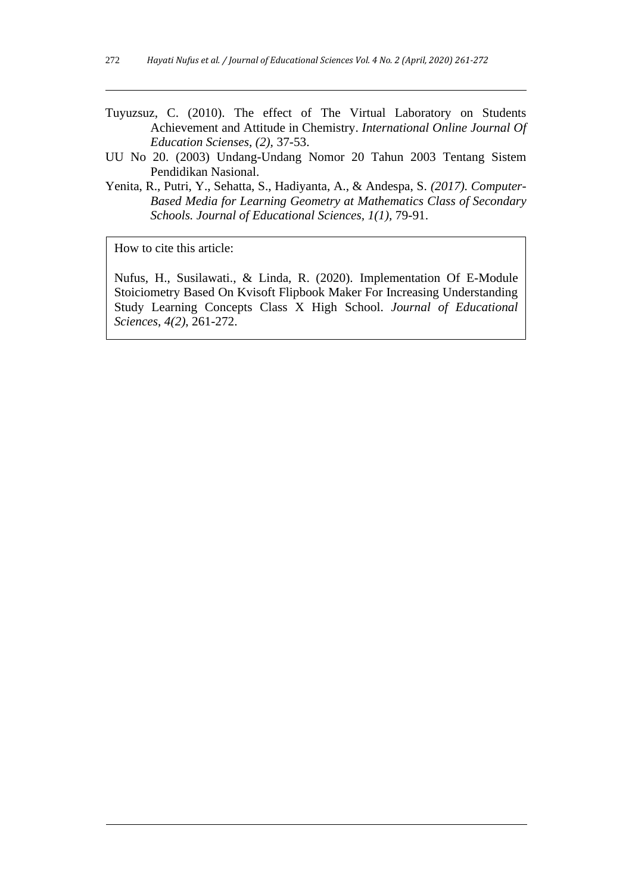Tuyuzsuz, C. (2010). The effect of The Virtual Laboratory on Students Achievement and Attitude in Chemistry. *International Online Journal Of Education Scienses, (2),* 37-53.

UU No 20. (2003) Undang-Undang Nomor 20 Tahun 2003 Tentang Sistem Pendidikan Nasional.

Yenita, R., Putri, Y., Sehatta, S., Hadiyanta, A., & Andespa, S. *(2017). Computer-Based Media for Learning Geometry at Mathematics Class of Secondary Schools. Journal of Educational Sciences, 1(1),* 79-91.

How to cite this article:

Nufus, H., Susilawati., & Linda, R. (2020). Implementation Of E-Module Stoiciometry Based On Kvisoft Flipbook Maker For Increasing Understanding Study Learning Concepts Class X High School. *Journal of Educational Sciences, 4(2),* 261-272.